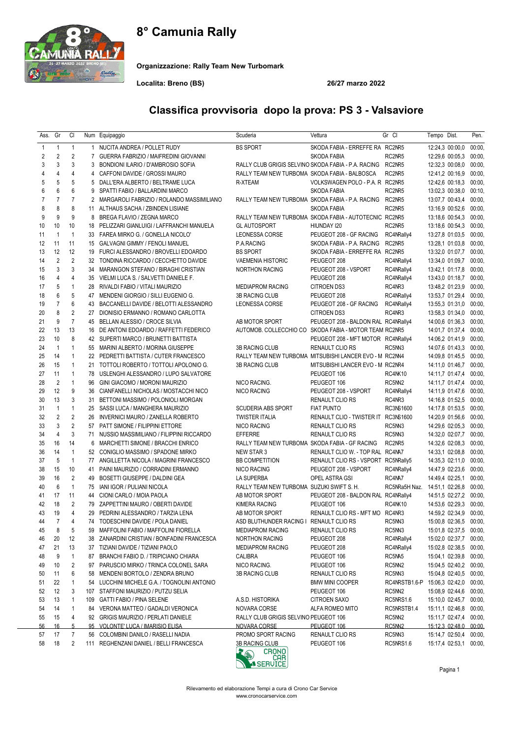# 8° Camunia Rally

**Organizzazione: Rally Team New Turbomark**

**Localita: Breno (BS)** **26/27 marzo 2022**

## Classifica provvisoria dopo la prova: PS 3 - Valsaviore

| Ass. | Gr | Cl | Num | Equipaggio | Scuderia | Vettura | Gr Cl | Tempo | Dist. | Pen. |
|---|---|---|---|---|---|---|---|---|---|---|
| 1 | 1 | 1 | 1 | NUCITA ANDREA / POLLET RUDY | BS SPORT | SKODA FABIA - ERREFFE RA | RC2NR5 | 12:24,3 | 00:00,0 | 00:00, |
| 2 | 2 | 2 | 7 | GUERRA FABRIZIO / MAIFREDINI GIOVANNI | | SKODA FABIA | RC2NR5 | 12:29,6 | 00:05,3 | 00:00, |
| 3 | 3 | 3 | 3 | BONDIONI ILARIO / D'AMBROSIO SOFIA | RALLY CLUB GRIGIS SELVINO | SKODA FABIA - P.A. RACING | RC2NR5 | 12:32,3 | 00:08,0 | 00:00, |
| 4 | 4 | 4 | 4 | CAFFONI DAVIDE / GROSSI MAURO | RALLY TEAM NEW TURBOMA | SKODA FABIA - BALBOSCA | RC2NR5 | 12:41,2 | 00:16,9 | 00:00, |
| 5 | 5 | 5 | 5 | DALL'ERA ALBERTO / BELTRAME LUCA | R-XTEAM | VOLKSWAGEN POLO - P.A. R | RC2NR5 | 12:42,6 | 00:18,3 | 00:00, |
| 6 | 6 | 6 | 9 | SPATTI FABIO / BALLARDINI MARCO | | SKODA FABIA | RC2NR5 | 13:02,3 | 00:38,0 | 00:10, |
| 7 | 7 | 7 | 2 | MARGAROLI FABRIZIO / ROLANDO MASSIMILIANO | RALLY TEAM NEW TURBOMA | SKODA FABIA - P.A. RACING | RC2NR5 | 13:07,7 | 00:43,4 | 00:00, |
| 8 | 8 | 8 | 11 | ALTHAUS SACHA / ZBINDEN LISIANE | | SKODA FABIA | RC2NR5 | 13:16,9 | 00:52,6 | 00:00, |
| 9 | 9 | 9 | 8 | BREGA FLAVIO / ZEGNA MARCO | RALLY TEAM NEW TURBOMA | SKODA FABIA - AUTOTECNIC | RC2NR5 | 13:18,6 | 00:54,3 | 00:00, |
| 10 | 10 | 10 | 18 | PELIZZARI GIANLUIGI / LAFFRANCHI MANUELA | GL AUTOSPORT | HIUNDAY I20 | RC2NR5 | 13:18,6 | 00:54,3 | 00:00, |
| 11 | 1 | 1 | 33 | FAREA MIRKO G. / GONELLA NICOLO' | LEONESSA CORSE | PEUGEOT 208 - GF RACING | RC4NRally4 | 13:27,8 | 01:03,5 | 00:00, |
| 12 | 11 | 11 | 15 | GALVAGNI GIMMY / FENOLI MANUEL | P.A.RACING | SKODA FABIA - P.A. RACING | RC2NR5 | 13:28,1 | 01:03,8 | 00:00, |
| 13 | 12 | 12 | 19 | FURCI ALESSANDRO / BROVELLI EDOARDO | BS SPORT | SKODA FABIA - ERREFFE RA | RC2NR5 | 13:32,0 | 01:07,7 | 00:00, |
| 14 | 2 | 2 | 32 | TONDINA RICCARDO / CECCHETTO DAVIDE | VAEMENIA HISTORIC | PEUGEOT 208 | RC4NRally4 | 13:34,0 | 01:09,7 | 00:00, |
| 15 | 3 | 3 | 34 | MARANGON STEFANO / BIRAGHI CRISTIAN | NORTHON RACING | PEUGEOT 208 - VSPORT | RC4NRally4 | 13:42,1 | 01:17,8 | 00:00, |
| 16 | 4 | 4 | 35 | VIELMI LUCA S. / SALVETTI DANIELE F. | | PEUGEOT 208 | RC4NRally4 | 13:43,0 | 01:18,7 | 00:00, |
| 17 | 5 | 1 | 28 | RIVALDI FABIO / VITALI MAURIZIO | MEDIAPROM RACING | CITROEN DS3 | RC4NR3 | 13:48,2 | 01:23,9 | 00:00, |
| 18 | 6 | 5 | 47 | MENDENI GIORGIO / SILLI EUGENIO G. | 3B RACING CLUB | PEUGEOT 208 | RC4NRally4 | 13:53,7 | 01:29,4 | 00:00, |
| 19 | 7 | 6 | 43 | BACCANELLI DAVIDE / BELOTTI ALESSANDRO | LEONESSA CORSE | PEUGEOT 208 - GF RACING | RC4NRally4 | 13:55,3 | 01:31,0 | 00:00, |
| 20 | 8 | 2 | 27 | DIONISIO ERMANNO / ROMANO CARLOTTA | | CITROEN DS3 | RC4NR3 | 13:58,3 | 01:34,0 | 00:00, |
| 21 | 9 | 7 | 45 | BELLAN ALESSIO / CROCE SILVIA | AB MOTOR SPORT | PEUGEOT 208 - BALDON RAL | RC4NRally4 | 14:00,6 | 01:36,3 | 00:00, |
| 22 | 13 | 13 | 16 | DE ANTONI EDOARDO / RAFFETTI FEDERICO | AUTOMOB. COLLECCHIO CO | SKODA FABIA - MOTOR TEAM | RC2NR5 | 14:01,7 | 01:37,4 | 00:00, |
| 23 | 10 | 8 | 42 | SUPERTI MARCO / BRUNETTI BATTISTA | | PEUGEOT 208 - MFT MOTOR | RC4NRally4 | 14:06,2 | 01:41,9 | 00:00, |
| 24 | 1 | 1 | 55 | MARINI ALBERTO / MORINA GIUSEPPE | 3B RACING CLUB | RENAULT CLIO RS | RC5NN3 | 14:07,6 | 01:43,3 | 00:00, |
| 25 | 14 | 1 | 22 | PEDRETTI BATTISTA / CUTER FRANCESCO | RALLY TEAM NEW TURBOMA | MITSUBISHI LANCER EVO - M | RC2NN4 | 14:09,8 | 01:45,5 | 00:00, |
| 26 | 15 | 1 | 21 | TOTTOLI ROBERTO / TOTTOLI APOLONIO G. | 3B RACING CLUB | MITSUBISHI LANCER EVO - M | RC2NR4 | 14:11,0 | 01:46,7 | 00:00, |
| 27 | 11 | 1 | 78 | USLENGHI ALESSANDRO / LUPO SALVATORE | | PEUGEOT 106 | RC4NK10 | 14:11,7 | 01:47,4 | 00:00, |
| 28 | 2 | 1 | 96 | GINI GIACOMO / MORONI MAURIZIO | NICO RACING. | PEUGEOT 106 | RC5NN2 | 14:11,7 | 01:47,4 | 00:00, |
| 29 | 12 | 9 | 36 | CIANFANELLI NICHOLAS / MOSTACCHI NICO | NICO RACING | PEUGEOT 208 - VSPORT | RC4NRally4 | 14:11,9 | 01:47,6 | 00:00, |
| 30 | 13 | 3 | 31 | BETTONI MASSIMO / POLONIOLI MORGAN | | RENAULT CLIO RS | RC4NR3 | 14:16,8 | 01:52,5 | 00:00, |
| 31 | 1 | 1 | 25 | SASSI LUCA / MANGHERA MAURIZIO | SCUDERIA ABS SPORT | FIAT PUNTO | RC3NS1600 | 14:17,8 | 01:53,5 | 00:00, |
| 32 | 2 | 2 | 26 | INVERNICI MAURO / ZANELLA ROBERTO | TWISTER ITALIA | RENAULT CLIO - TWISTER IT | RC3NS1600 | 14:20,9 | 01:56,6 | 00:00, |
| 33 | 3 | 2 | 57 | PATT SIMONE / FILIPPINI ETTORE | NICO RACING | RENAULT CLIO RS | RC5NN3 | 14:29,6 | 02:05,3 | 00:00, |
| 34 | 4 | 3 | 71 | NUSSIO MASSIMILIANO / FILIPPINI RICCARDO | EFFERRE | RENAULT CLIO RS | RC5NN3 | 14:32,0 | 02:07,7 | 00:00, |
| 35 | 16 | 14 | 6 | MARCHETTI SIMONE / BRACCHI ENRICO | RALLY TEAM NEW TURBOMA | SKODA FABIA - GF RACING | RC2NR5 | 14:32,6 | 02:08,3 | 00:00, |
| 36 | 14 | 1 | 52 | CONIGLIO MASSIMO / SPADONE MIRKO | NEW STAR 3 | RENAULT CLIO W. - TOP RAL | RC4NA7 | 14:33,1 | 02:08,8 | 00:00, |
| 37 | 5 | 1 | 77 | ANGILLETTA NICOLA / MAGRINI FRANCESCO | BB COMPETITION | RENAULT CLIO RS - VSPORT | RC5NRally5 | 14:35,3 | 02:11,0 | 00:00, |
| 38 | 15 | 10 | 41 | PAINI MAURIZIO / CORRADINI ERMANNO | NICO RACING | PEUGEOT 208 - VSPORT | RC4NRally4 | 14:47,9 | 02:23,6 | 00:00, |
| 39 | 16 | 2 | 49 | BOSETTI GIUSEPPE / DALDINI GEA | LA SUPERBA | OPEL ASTRA GSI | RC4NA7 | 14:49,4 | 02:25,1 | 00:00, |
| 40 | 6 | 1 | 75 | IANI IGOR / PULIANI NICOLA | RALLY TEAM NEW TURBOMA | SUZUKI SWIFT S. H. | RC5NRa5H Naz. | 14:51,1 | 02:26,8 | 00:00, |
| 41 | 17 | 11 | 44 | CIONI CARLO / MOIA PAOLA | AB MOTOR SPORT | PEUGEOT 208 - BALDON RAL | RC4NRally4 | 14:51,5 | 02:27,2 | 00:00, |
| 42 | 18 | 2 | 79 | ZAPPETTINI MAURO / OBERTI DAVIDE | KIMERA RACING | PEUGEOT 106 | RC4NK10 | 14:53,6 | 02:29,3 | 00:00, |
| 43 | 19 | 4 | 29 | PEDRINI ALESSANDRO / TARZIA LENA | AB MOTOR SPORT | RENAULT CLIO RS - MFT MO | RC4NR3 | 14:59,2 | 02:34,9 | 00:00, |
| 44 | 7 | 4 | 74 | TODESCHINI DAVIDE / POLA DANIEL | ASD BLUTHUNDER RACING I | RENAULT CLIO RS | RC5NN3 | 15:00,8 | 02:36,5 | 00:00, |
| 45 | 8 | 5 | 59 | MAFFOLINI FABIO / MAFFOLINI FIORELLA | MEDIAPROM RACING | RENAULT CLIO RS | RC5NN3 | 15:01,8 | 02:37,5 | 00:00, |
| 46 | 20 | 12 | 38 | ZANARDINI CRISTIAN / BONFADINI FRANCESCA | NORTHON RACING | PEUGEOT 208 | RC4NRally4 | 15:02,0 | 02:37,7 | 00:00, |
| 47 | 21 | 13 | 37 | TIZIANI DAVIDE / TIZIANI PAOLO | MEDIAPROM RACING | PEUGEOT 208 | RC4NRally4 | 15:02,8 | 02:38,5 | 00:00, |
| 48 | 9 | 1 | 87 | BRANCHI FABIO D. / TRIPICIANO CHIARA | CALIBRA | PEUGEOT 106 | RC5NA5 | 15:04,1 | 02:39,8 | 00:00, |
| 49 | 10 | 2 | 97 | PARUSCIO MIRKO / TRINCA COLONEL SARA | NICO RACING. | PEUGEOT 106 | RC5NN2 | 15:04,5 | 02:40,2 | 00:00, |
| 50 | 11 | 6 | 58 | MENDENI BORTOLO / ZENDRA BRUNO | 3B RACING CLUB | RENAULT CLIO RS | RC5NN3 | 15:04,8 | 02:40,5 | 00:00, |
| 51 | 22 | 1 | 54 | LUCCHINI MICHELE G.A. / TOGNOLINI ANTONIO | | BMW MINI COOPER | RC4NRSTB1.6-P | 15:06,3 | 02:42,0 | 00:00, |
| 52 | 12 | 3 | 107 | STAFFONI MAURIZIO / PUTZU SELIA | | PEUGEOT 106 | RC5NN2 | 15:08,9 | 02:44,6 | 00:00, |
| 53 | 13 | 1 | 109 | GATTI FABIO / PINA SELENE | A.S.D. HISTORIKA | CITROEN SAXO | RC5NRS1.6 | 15:10,0 | 02:45,7 | 00:00, |
| 54 | 14 | 1 | 84 | VERONA MATTEO / GADALDI VERONICA | NOVARA CORSE | ALFA ROMEO MITO | RC5NRSTB1.4 | 15:11,1 | 02:46,8 | 00:00, |
| 55 | 15 | 4 | 92 | GRIGIS MAURIZIO / PERLATI DANIELE | RALLY CLUB GRIGIS SELVINO | PEUGEOT 106 | RC5NN2 | 15:11,7 | 02:47,4 | 00:00, |
| 56 | 16 | 5 | 95 | VOLONTE' LUCA / IMARISIO ELISA | NOVARA CORSE | PEUGEOT 106 | RC5NN2 | 15:12,3 | 02:48,0 | 00:00, |
| 57 | 17 | 7 | 56 | COLOMBINI DANILO / RASELLI NADIA | PROMO SPORT RACING | RENAULT CLIO RS | RC5NN3 | 15:14,7 | 02:50,4 | 00:00, |
| 58 | 18 | 2 | 111 | REGHENZANI DANIEL / BELLI FRANCESCA | 3B RACING CLUB | PEUGEOT 106 | RC5NRS1.6 | 15:17,4 | 02:53,1 | 00:00, |

Rilevamento ed elaborazione Tempi a cura di Crono Car Service
www.cronocarservice.com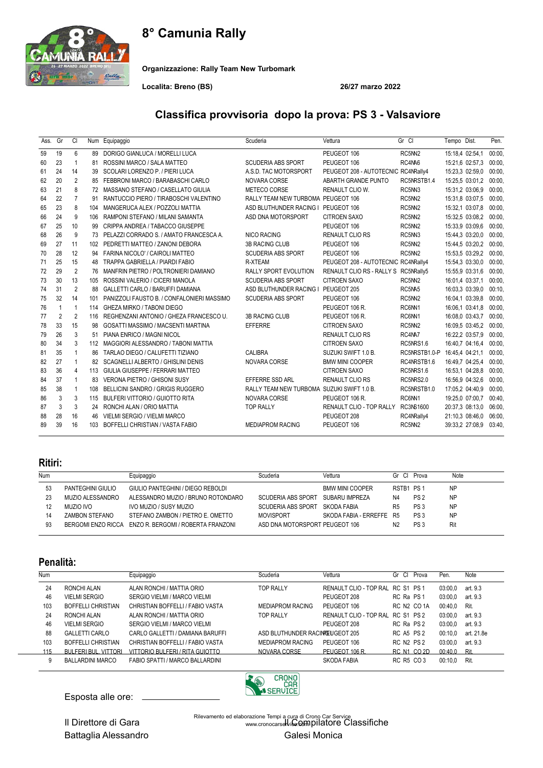# 8° Camunia Rally

**Organizzazione: Rally Team New Turbomark**

**Localita: Breno (BS)** **26/27 marzo 2022**

## Classifica provvisoria dopo la prova: PS 3 - Valsaviore

| Ass. | Gr | Cl | Num | Equipaggio | Scuderia | Vettura | Gr Cl | Tempo | Dist. | Pen. |
|---|---|---|---|---|---|---|---|---|---|---|
| 59 | 19 | 6 | 89 | DORIGO GIANLUCA / MORELLI LUCA | | PEUGEOT 106 | RC5NN2 | 15:18,4 | 02:54,1 | 00:00, |
| 60 | 23 | 1 | 81 | ROSSINI MARCO / SALA MATTEO | SCUDERIA ABS SPORT | PEUGEOT 106 | RC4NA6 | 15:21,6 | 02:57,3 | 00:00, |
| 61 | 24 | 14 | 39 | SCOLARI LORENZO P. / PIERI LUCA | A.S.D. TAC MOTORSPORT | PEUGEOT 208 - AUTOTECNIC | RC4NRally4 | 15:23,3 | 02:59,0 | 00:00, |
| 62 | 20 | 2 | 85 | FEBBRONI MARCO / BARABASCHI CARLO | NOVARA CORSE | ABARTH GRANDE PUNTO | RC5NRSTB1.4 | 15:25,5 | 03:01,2 | 00:00, |
| 63 | 21 | 8 | 72 | MASSANO STEFANO / CASELLATO GIULIA | METECO CORSE | RENAULT CLIO W. | RC5NN3 | 15:31,2 | 03:06,9 | 00:00, |
| 64 | 22 | 7 | 91 | RANTUCCIO PIERO / TIRABOSCHI VALENTINO | RALLY TEAM NEW TURBOMA | PEUGEOT 106 | RC5NN2 | 15:31,8 | 03:07,5 | 00:00, |
| 65 | 23 | 8 | 104 | MANGERUCA ALEX / POZZOLI MATTIA | ASD BLUTHUNDER RACING I | PEUGEOT 106 | RC5NN2 | 15:32,1 | 03:07,8 | 00:00, |
| 66 | 24 | 9 | 106 | RAMPONI STEFANO / MILANI SAMANTA | ASD DNA MOTORSPORT | CITROEN SAXO | RC5NN2 | 15:32,5 | 03:08,2 | 00:00, |
| 67 | 25 | 10 | 99 | CRIPPA ANDREA / TABACCO GIUSEPPE | | PEUGEOT 106 | RC5NN2 | 15:33,9 | 03:09,6 | 00:00, |
| 68 | 26 | 9 | 73 | PELAZZI CORRADO S. / AMATO FRANCESCA A. | NICO RACING | RENAULT CLIO RS | RC5NN3 | 15:44,3 | 03:20,0 | 00:00, |
| 69 | 27 | 11 | 102 | PEDRETTI MATTEO / ZANONI DEBORA | 3B RACING CLUB | PEUGEOT 106 | RC5NN2 | 15:44,5 | 03:20,2 | 00:00, |
| 70 | 28 | 12 | 94 | FARINA NICOLO' / CAIROLI MATTEO | SCUDERIA ABS SPORT | PEUGEOT 106 | RC5NN2 | 15:53,5 | 03:29,2 | 00:00, |
| 71 | 25 | 15 | 48 | TRAPPA GABRIELLA / PIARDI FABIO | R-XTEAM | PEUGEOT 208 - AUTOTECNIC | RC4NRally4 | 15:54,3 | 03:30,0 | 00:00, |
| 72 | 29 | 2 | 76 | MANFRIN PIETRO / POLTRONIERI DAMIANO | RALLY SPORT EVOLUTION | RENAULT CLIO RS - RALLY S | RC5NRally5 | 15:55,9 | 03:31,6 | 00:00, |
| 73 | 30 | 13 | 105 | ROSSINI VALERIO / CICERI MANOLA | SCUDERIA ABS SPORT | CITROEN SAXO | RC5NN2 | 16:01,4 | 03:37,1 | 00:00, |
| 74 | 31 | 2 | 88 | GALLETTI CARLO / BARUFFI DAMIANA | ASD BLUTHUNDER RACING I | PEUGEOT 205 | RC5NA5 | 16:03,3 | 03:39,0 | 00:10, |
| 75 | 32 | 14 | 101 | PANIZZOLI FAUSTO B. / CONFALONIERI MASSIMO | SCUDERIA ABS SPORT | PEUGEOT 106 | RC5NN2 | 16:04,1 | 03:39,8 | 00:00, |
| 76 | 1 | 1 | 114 | GHEZA MIRKO / TABONI DIEGO | | PEUGEOT 106 R. | RC6NN1 | 16:06,1 | 03:41,8 | 00:00, |
| 77 | 2 | 2 | 116 | REGHENZANI ANTONIO / GHEZA FRANCESCO U. | 3B RACING CLUB | PEUGEOT 106 R. | RC6NN1 | 16:08,0 | 03:43,7 | 00:00, |
| 78 | 33 | 15 | 98 | GOSATTI MASSIMO / MACSENTI MARTINA | EFFERRE | CITROEN SAXO | RC5NN2 | 16:09,5 | 03:45,2 | 00:00, |
| 79 | 26 | 3 | 51 | PIANA ENRICO / MAGNI NICOL | | RENAULT CLIO RS | RC4NA7 | 16:22,2 | 03:57,9 | 00:00, |
| 80 | 34 | 3 | 112 | MAGGIORI ALESSANDRO / TABONI MATTIA | | CITROEN SAXO | RC5NRS1.6 | 16:40,7 | 04:16,4 | 00:00, |
| 81 | 35 | 1 | 86 | TARLAO DIEGO / CALUFETTI TIZIANO | CALIBRA | SUZUKI SWIFT 1.0 B. | RC5NRSTB1.0-P | 16:45,4 | 04:21,1 | 00:00, |
| 82 | 27 | 1 | 82 | SCAGNELLI ALBERTO / GHISLINI DENIS | NOVARA CORSE | BMW MINI COOPER | RC4NRSTB1.6 | 16:49,7 | 04:25,4 | 00:00, |
| 83 | 36 | 4 | 113 | GIULIA GIUSEPPE / FERRARI MATTEO | | CITROEN SAXO | RC5NRS1.6 | 16:53,1 | 04:28,8 | 00:00, |
| 84 | 37 | 1 | 83 | VERONA PIETRO / GHISONI SUSY | EFFERRE SSD ARL | RENAULT CLIO RS | RC5NRS2.0 | 16:56,9 | 04:32,6 | 00:00, |
| 85 | 38 | 1 | 108 | BELLICINI SANDRO / GRIGIS RUGGERO | RALLY TEAM NEW TURBOMA | SUZUKI SWIFT 1.0 B. | RC5NRSTB1.0 | 17:05,2 | 04:40,9 | 00:00, |
| 86 | 3 | 3 | 115 | BULFERI VITTORIO / GUIOTTO RITA | NOVARA CORSE | PEUGEOT 106 R. | RC6NN1 | 19:25,0 | 07:00,7 | 00:40, |
| 87 | 3 | 3 | 24 | RONCHI ALAN / ORIO MATTIA | TOP RALLY | RENAULT CLIO - TOP RALLY | RC3NS1600 | 20:37,3 | 08:13,0 | 06:00, |
| 88 | 28 | 16 | 46 | VIELMI SERGIO / VIELMI MARCO | | PEUGEOT 208 | RC4NRally4 | 21:10,3 | 08:46,0 | 06:00, |
| 89 | 39 | 16 | 103 | BOFFELLI CHRISTIAN / VASTA FABIO | MEDIAPROM RACING | PEUGEOT 106 | RC5NN2 | 39:33,2 | 27:08,9 | 03:40, |

## Ritiri:

| Num | | Equipaggio | Scuderia | Vettura | Gr Cl | Prova | Note |
|---|---|---|---|---|---|---|---|
| 53 | PANTEGHINI GIULIO | GIULIO PANTEGHINI / DIEGO REBOLDI | | BMW MINI COOPER | RSTB1 | PS 1 | NP |
| 23 | MUZIO ALESSANDRO | ALESSANDRO MUZIO / BRUNO ROTONDARO | SCUDERIA ABS SPORT | SUBARU IMPREZA | N4 | PS 2 | NP |
| 12 | MUZIO IVO | IVO MUZIO / SUSY MUZIO | SCUDERIA ABS SPORT | SKODA FABIA | R5 | PS 3 | NP |
| 14 | ZAMBON STEFANO | STEFANO ZAMBON / PIETRO E. OMETTO | MOVISPORT | SKODA FABIA - ERREFFE | R5 | PS 3 | NP |
| 93 | BERGOMI ENZO RICCA | ENZO R. BERGOMI / ROBERTA FRANZONI | ASD DNA MOTORSPORT | PEUGEOT 106 | N2 | PS 3 | Rit |

## Penalità:

| Num | | Equipaggio | Scuderia | Vettura | Gr Cl | Prova | Pen. | Note |
|---|---|---|---|---|---|---|---|---|
| 24 | RONCHI ALAN | ALAN RONCHI / MATTIA ORIO | TOP RALLY | RENAULT CLIO - TOP RAL | RC S1 | PS 1 | 03:00,0 | art. 9.3 |
| 46 | VIELMI SERGIO | SERGIO VIELMI / MARCO VIELMI | | PEUGEOT 208 | RC Ra | PS 1 | 03:00,0 | art. 9.3 |
| 103 | BOFFELLI CHRISTIAN | CHRISTIAN BOFFELLI / FABIO VASTA | MEDIAPROM RACING | PEUGEOT 106 | RC N2 | CO 1A | 00:40,0 | Rit. |
| 24 | RONCHI ALAN | ALAN RONCHI / MATTIA ORIO | TOP RALLY | RENAULT CLIO - TOP RAL | RC S1 | PS 2 | 03:00,0 | art. 9.3 |
| 46 | VIELMI SERGIO | SERGIO VIELMI / MARCO VIELMI | | PEUGEOT 208 | RC Ra | PS 2 | 03:00,0 | art. 9.3 |
| 88 | GALLETTI CARLO | CARLO GALLETTI / DAMIANA BARUFFI | ASD BLUTHUNDER RACING | PEUGEOT 205 | RC A5 | PS 2 | 00:10,0 | art. 21.8e |
| 103 | BOFFELLI CHRISTIAN | CHRISTIAN BOFFELLI / FABIO VASTA | MEDIAPROM RACING | PEUGEOT 106 | RC N2 | PS 2 | 03:00,0 | art. 9.3 |
| 115 | BULFERI BUL. VITTORI | VITTORIO BULFERI / RITA GUIOTTO | NOVARA CORSE | PEUGEOT 106 R. | RC N1 | CO 2D | 00:40,0 | Rit. |
| 9 | BALLARDINI MARCO | FABIO SPATTI / MARCO BALLARDINI | | SKODA FABIA | RC R5 | CO 3 | 00:10,0 | Rit. |

Esposta alle ore: ______________

Rilevamento ed elaborazione Tempi a cura di Crono Car Service
www.cronocarservice.com

Il Direttore di Gara
Battaglia Alessandro

Il Compilatore Classifiche
Galesi Monica